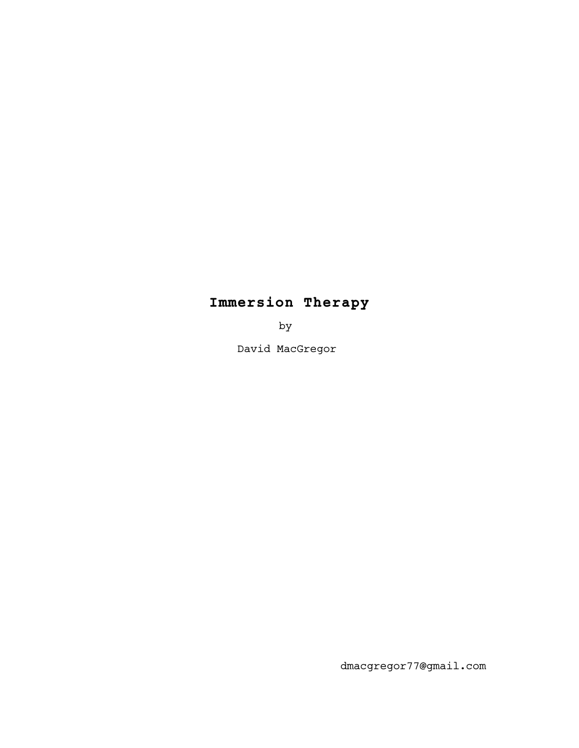# **Immersion Therapy**

by

David MacGregor

dmacgregor77@gmail.com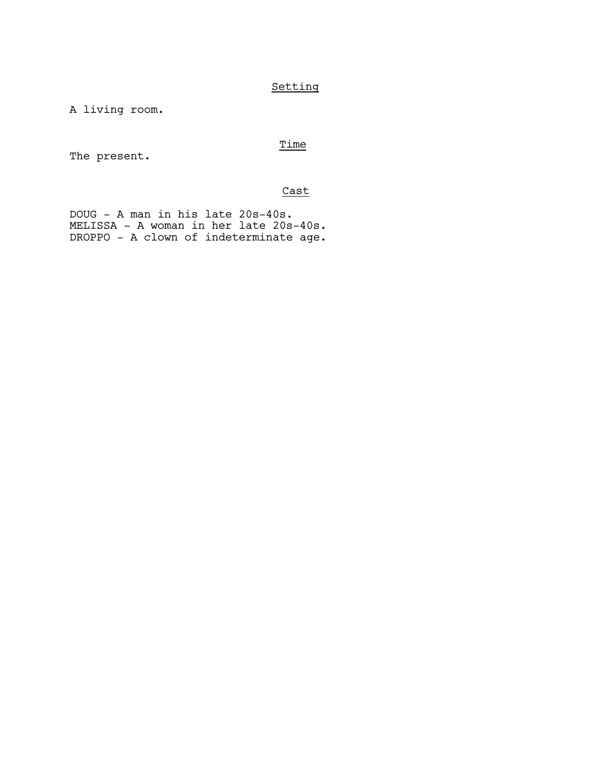## Setting

A living room.

## Time

The present.

## Cast

DOUG - A man in his late 20s-40s.
MELISSA - A woman in her late 20s-40s.
DROPPO - A clown of indeterminate age.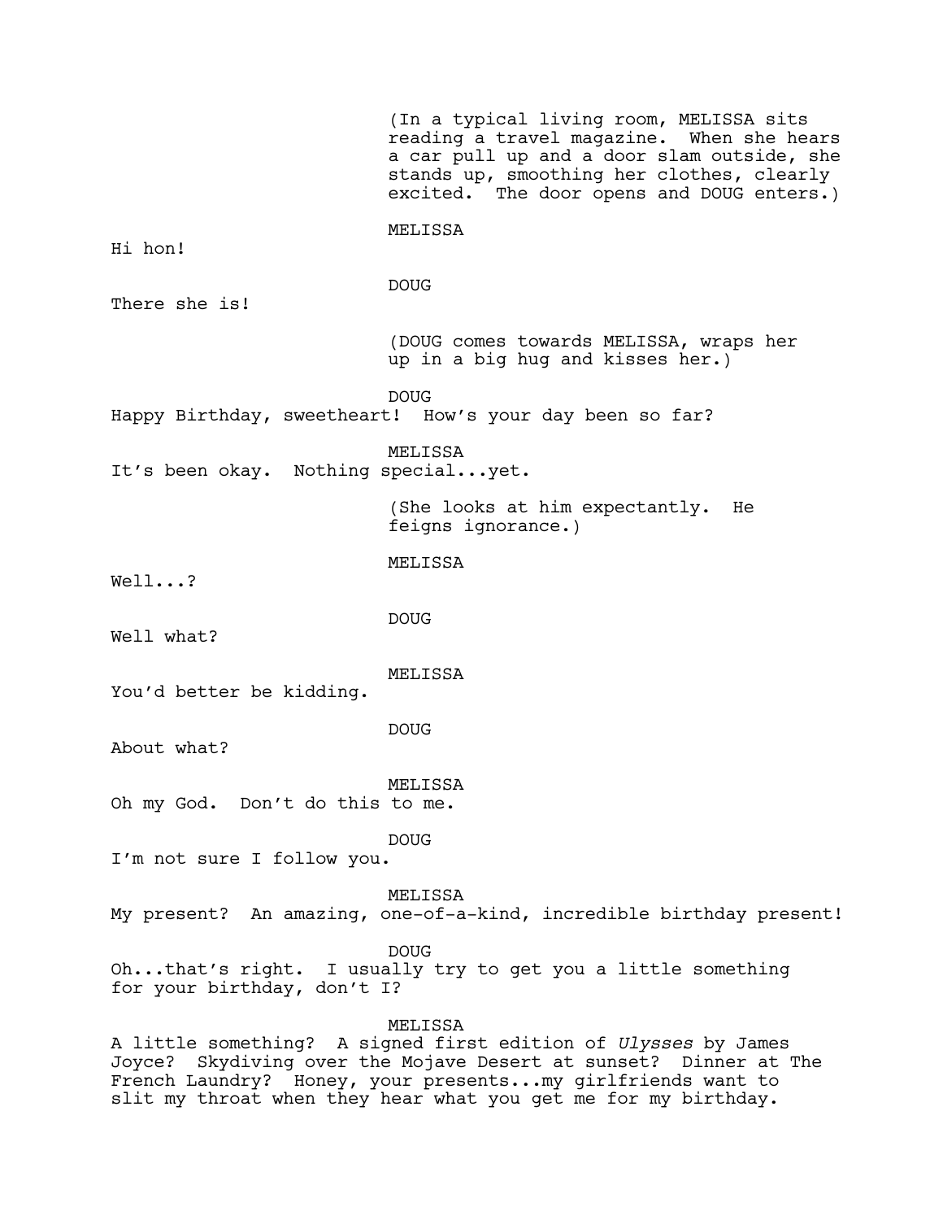(In a typical living room, MELISSA sits reading a travel magazine. When she hears a car pull up and a door slam outside, she stands up, smoothing her clothes, clearly excited. The door opens and DOUG enters.)

MELISSA

Hi hon!

DOUG

There she is!

(DOUG comes towards MELISSA, wraps her up in a big hug and kisses her.)

DOUG

Happy Birthday, sweetheart! How's your day been so far?

MELISSA

It's been okay. Nothing special...yet.

(She looks at him expectantly. He feigns ignorance.)

MELISSA

Well...?

DOUG

Well what?

MELISSA

You'd better be kidding.

DOUG

About what?

MELISSA

Oh my God. Don't do this to me.

DOUG

I'm not sure I follow you.

MELISSA

My present? An amazing, one-of-a-kind, incredible birthday present!

DOUG

Oh...that's right. I usually try to get you a little something for your birthday, don't I?

MELISSA

A little something? A signed first edition of *Ulysses* by James Joyce? Skydiving over the Mojave Desert at sunset? Dinner at The French Laundry? Honey, your presents...my girlfriends want to slit my throat when they hear what you get me for my birthday.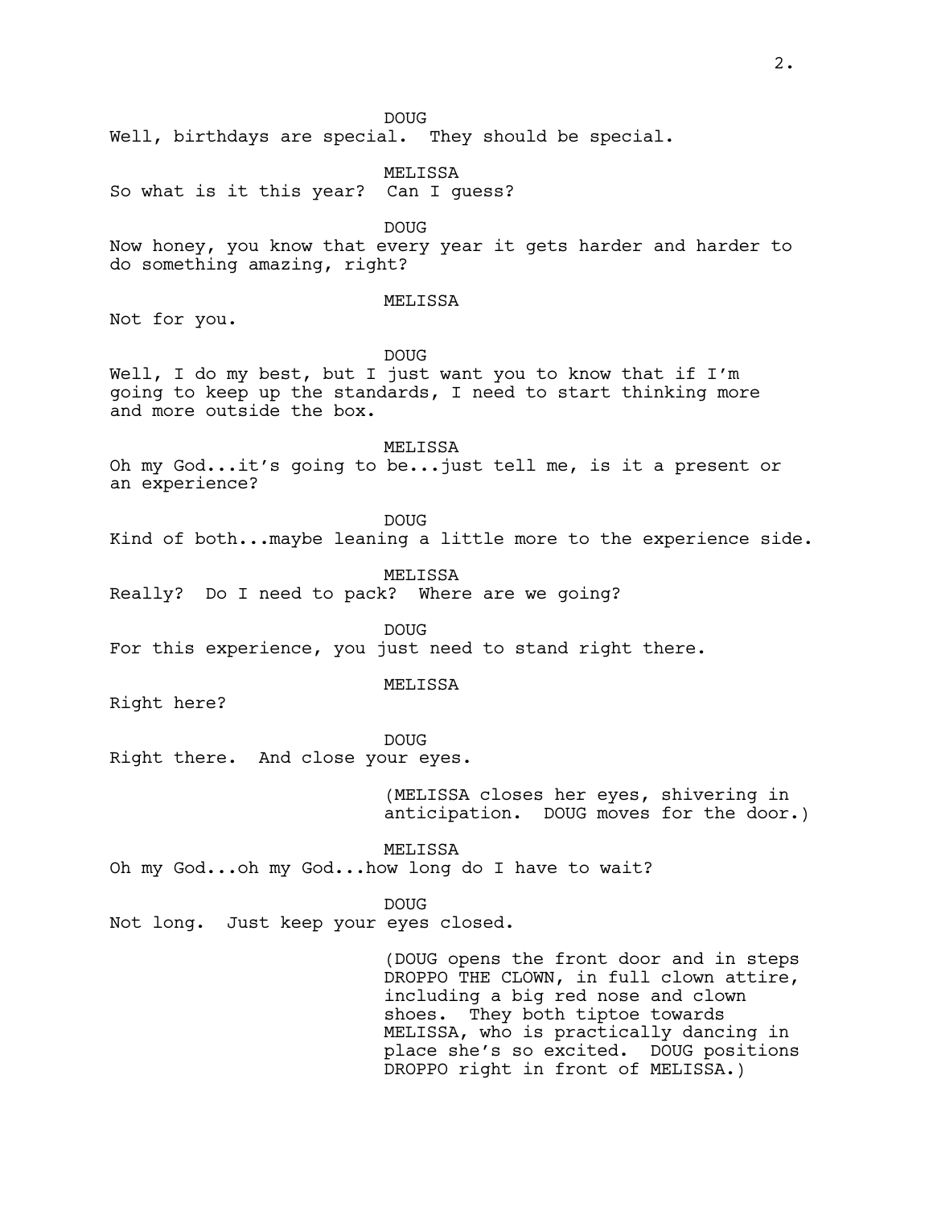DOUG

Well, birthdays are special. They should be special.

MELISSA

So what is it this year? Can I guess?

DOUG

Now honey, you know that every year it gets harder and harder to do something amazing, right?

MELISSA

Not for you.

DOUG

Well, I do my best, but I just want you to know that if I'm going to keep up the standards, I need to start thinking more and more outside the box.

MELISSA

Oh my God...it's going to be...just tell me, is it a present or an experience?

DOUG

Kind of both...maybe leaning a little more to the experience side.

MELISSA

Really? Do I need to pack? Where are we going?

DOUG

For this experience, you just need to stand right there.

MELISSA

Right here?

DOUG

Right there. And close your eyes.

(MELISSA closes her eyes, shivering in anticipation. DOUG moves for the door.)

MELISSA

Oh my God...oh my God...how long do I have to wait?

DOUG

Not long. Just keep your eyes closed.

(DOUG opens the front door and in steps DROPPO THE CLOWN, in full clown attire, including a big red nose and clown shoes. They both tiptoe towards MELISSA, who is practically dancing in place she's so excited. DOUG positions DROPPO right in front of MELISSA.)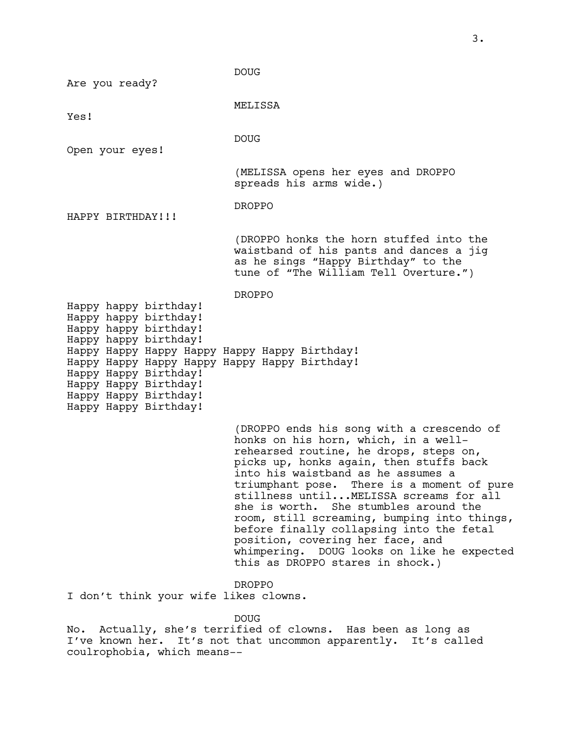DOUG

Are you ready?

MELISSA

Yes!

DOUG

Open your eyes!

(MELISSA opens her eyes and DROPPO spreads his arms wide.)

DROPPO

HAPPY BIRTHDAY!!!

(DROPPO honks the horn stuffed into the waistband of his pants and dances a jig as he sings “Happy Birthday” to the tune of “The William Tell Overture.”)

DROPPO

Happy happy birthday!
Happy happy birthday!
Happy happy birthday!
Happy happy birthday!
Happy Happy Happy Happy Happy Happy Birthday!
Happy Happy Happy Happy Happy Happy Birthday!
Happy Happy Birthday!
Happy Happy Birthday!
Happy Happy Birthday!
Happy Happy Birthday!

(DROPPO ends his song with a crescendo of honks on his horn, which, in a well-rehearsed routine, he drops, steps on, picks up, honks again, then stuffs back into his waistband as he assumes a triumphant pose. There is a moment of pure stillness until...MELISSA screams for all she is worth. She stumbles around the room, still screaming, bumping into things, before finally collapsing into the fetal position, covering her face, and whimpering. DOUG looks on like he expected this as DROPPO stares in shock.)

DROPPO

I don’t think your wife likes clowns.

DOUG

No. Actually, she’s terrified of clowns. Has been as long as I’ve known her. It’s not that uncommon apparently. It’s called coulrophobia, which means--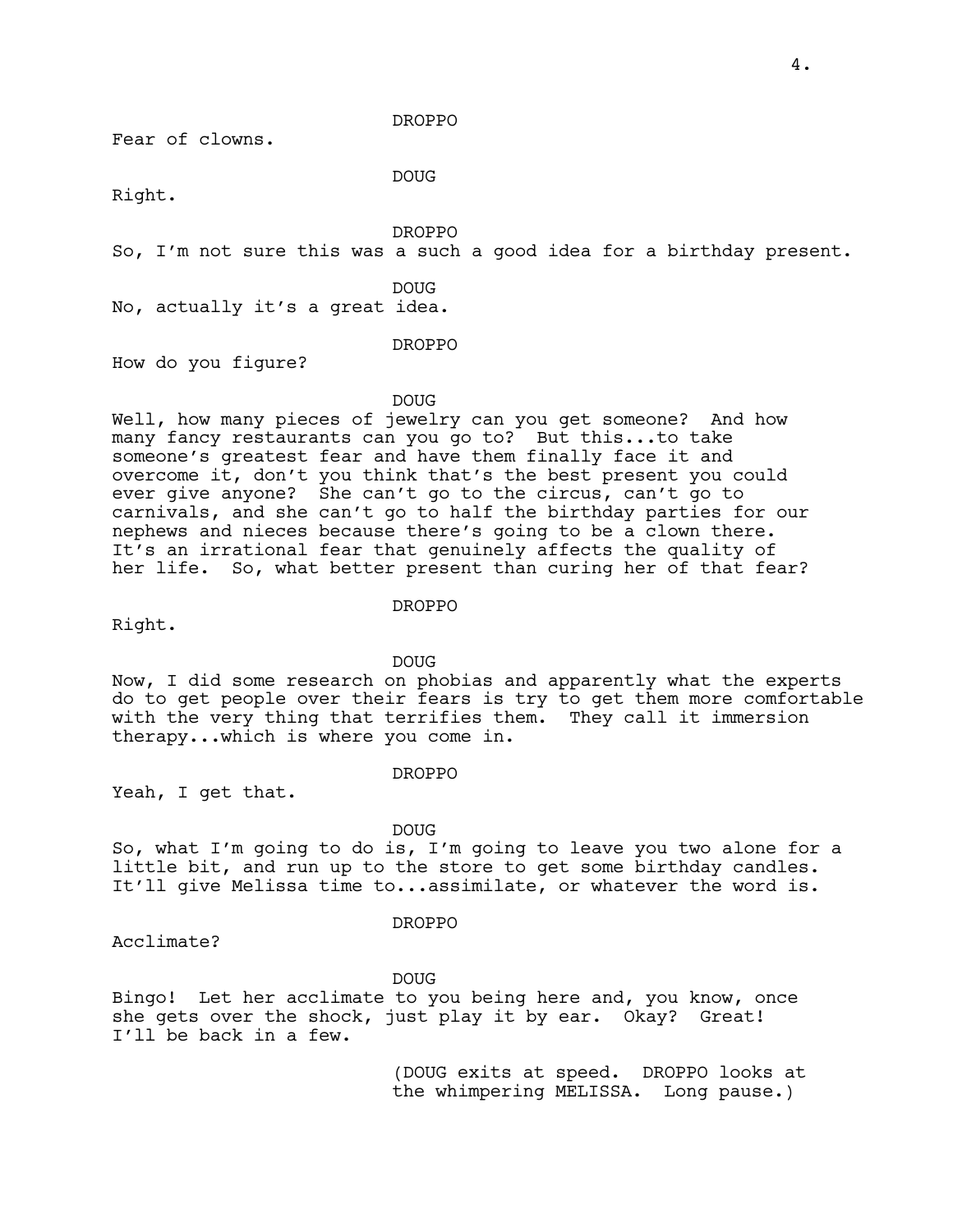DROPPO

Fear of clowns.

DOUG

Right.

DROPPO

So, I'm not sure this was a such a good idea for a birthday present.

DOUG

No, actually it's a great idea.

DROPPO

How do you figure?

DOUG

Well, how many pieces of jewelry can you get someone? And how many fancy restaurants can you go to? But this...to take someone's greatest fear and have them finally face it and overcome it, don't you think that's the best present you could ever give anyone? She can't go to the circus, can't go to carnivals, and she can't go to half the birthday parties for our nephews and nieces because there's going to be a clown there. It's an irrational fear that genuinely affects the quality of her life. So, what better present than curing her of that fear?

DROPPO

Right.

DOUG

Now, I did some research on phobias and apparently what the experts do to get people over their fears is try to get them more comfortable with the very thing that terrifies them. They call it immersion therapy...which is where you come in.

DROPPO

Yeah, I get that.

DOUG

So, what I'm going to do is, I'm going to leave you two alone for a little bit, and run up to the store to get some birthday candles. It'll give Melissa time to...assimilate, or whatever the word is.

DROPPO

Acclimate?

DOUG

Bingo! Let her acclimate to you being here and, you know, once she gets over the shock, just play it by ear. Okay? Great! I'll be back in a few.

(DOUG exits at speed. DROPPO looks at the whimpering MELISSA. Long pause.)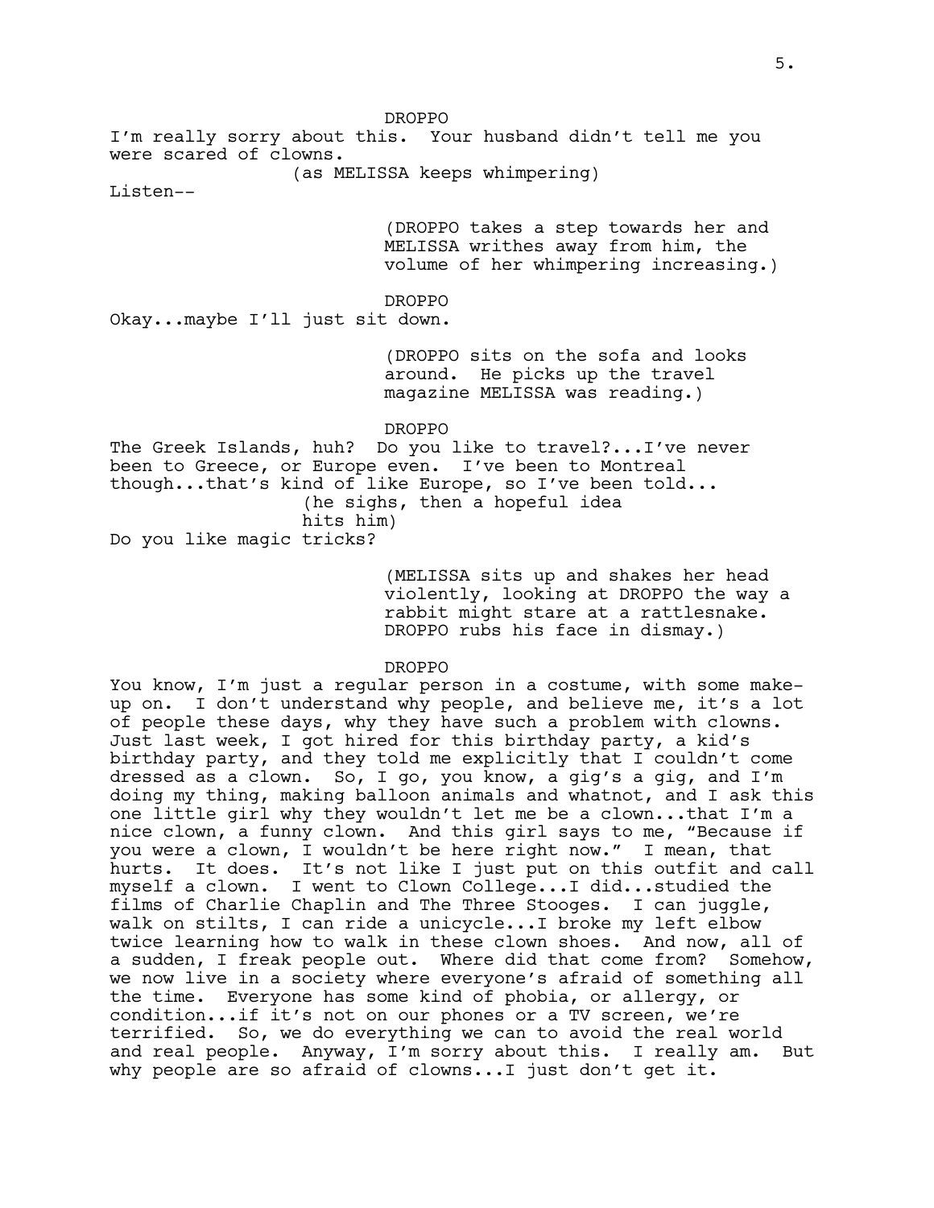DROPPO

I'm really sorry about this. Your husband didn't tell me you were scared of clowns.

(as MELISSA keeps whimpering)

Listen--

(DROPPO takes a step towards her and MELISSA writhes away from him, the volume of her whimpering increasing.)

DROPPO

Okay...maybe I'll just sit down.

(DROPPO sits on the sofa and looks around. He picks up the travel magazine MELISSA was reading.)

DROPPO

The Greek Islands, huh? Do you like to travel?...I've never been to Greece, or Europe even. I've been to Montreal though...that's kind of like Europe, so I've been told...

(he sighs, then a hopeful idea hits him)

Do you like magic tricks?

(MELISSA sits up and shakes her head violently, looking at DROPPO the way a rabbit might stare at a rattlesnake. DROPPO rubs his face in dismay.)

DROPPO

You know, I'm just a regular person in a costume, with some make-up on. I don't understand why people, and believe me, it's a lot of people these days, why they have such a problem with clowns. Just last week, I got hired for this birthday party, a kid's birthday party, and they told me explicitly that I couldn't come dressed as a clown. So, I go, you know, a gig's a gig, and I'm doing my thing, making balloon animals and whatnot, and I ask this one little girl why they wouldn't let me be a clown...that I'm a nice clown, a funny clown. And this girl says to me, "Because if you were a clown, I wouldn't be here right now." I mean, that hurts. It does. It's not like I just put on this outfit and call myself a clown. I went to Clown College...I did...studied the films of Charlie Chaplin and The Three Stooges. I can juggle, walk on stilts, I can ride a unicycle...I broke my left elbow twice learning how to walk in these clown shoes. And now, all of a sudden, I freak people out. Where did that come from? Somehow, we now live in a society where everyone's afraid of something all the time. Everyone has some kind of phobia, or allergy, or condition...if it's not on our phones or a TV screen, we're terrified. So, we do everything we can to avoid the real world and real people. Anyway, I'm sorry about this. I really am. But why people are so afraid of clowns...I just don't get it.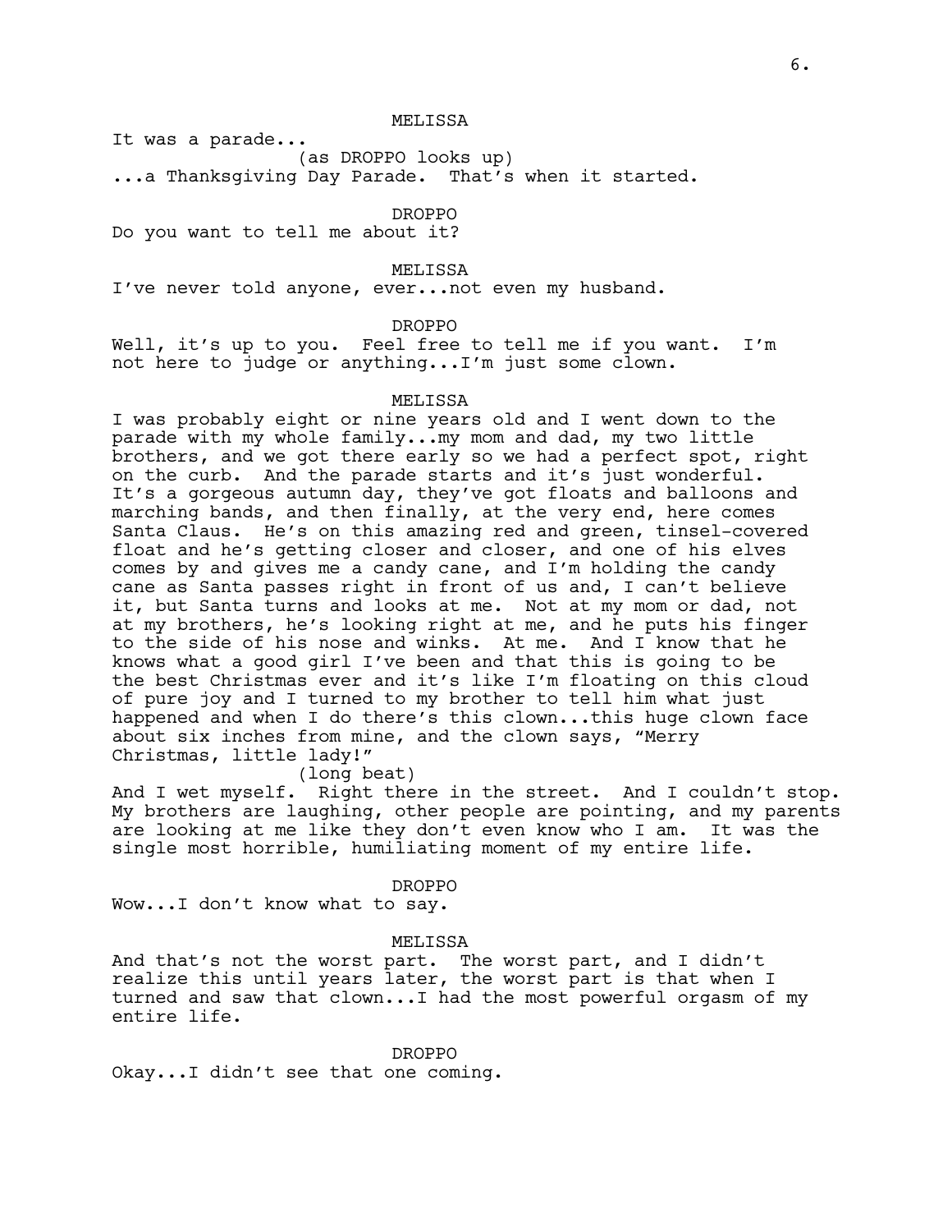MELISSA

It was a parade...

(as DROPPO looks up)

...a Thanksgiving Day Parade. That's when it started.

DROPPO

Do you want to tell me about it?

MELISSA

I've never told anyone, ever...not even my husband.

DROPPO

Well, it's up to you. Feel free to tell me if you want. I'm not here to judge or anything...I'm just some clown.

MELISSA

I was probably eight or nine years old and I went down to the parade with my whole family...my mom and dad, my two little brothers, and we got there early so we had a perfect spot, right on the curb. And the parade starts and it's just wonderful. It's a gorgeous autumn day, they've got floats and balloons and marching bands, and then finally, at the very end, here comes Santa Claus. He's on this amazing red and green, tinsel-covered float and he's getting closer and closer, and one of his elves comes by and gives me a candy cane, and I'm holding the candy cane as Santa passes right in front of us and, I can't believe it, but Santa turns and looks at me. Not at my mom or dad, not at my brothers, he's looking right at me, and he puts his finger to the side of his nose and winks. At me. And I know that he knows what a good girl I've been and that this is going to be the best Christmas ever and it's like I'm floating on this cloud of pure joy and I turned to my brother to tell him what just happened and when I do there's this clown...this huge clown face about six inches from mine, and the clown says, "Merry Christmas, little lady!"

(long beat)

And I wet myself. Right there in the street. And I couldn't stop. My brothers are laughing, other people are pointing, and my parents are looking at me like they don't even know who I am. It was the single most horrible, humiliating moment of my entire life.

DROPPO

Wow...I don't know what to say.

MELISSA

And that's not the worst part. The worst part, and I didn't realize this until years later, the worst part is that when I turned and saw that clown...I had the most powerful orgasm of my entire life.

DROPPO

Okay...I didn't see that one coming.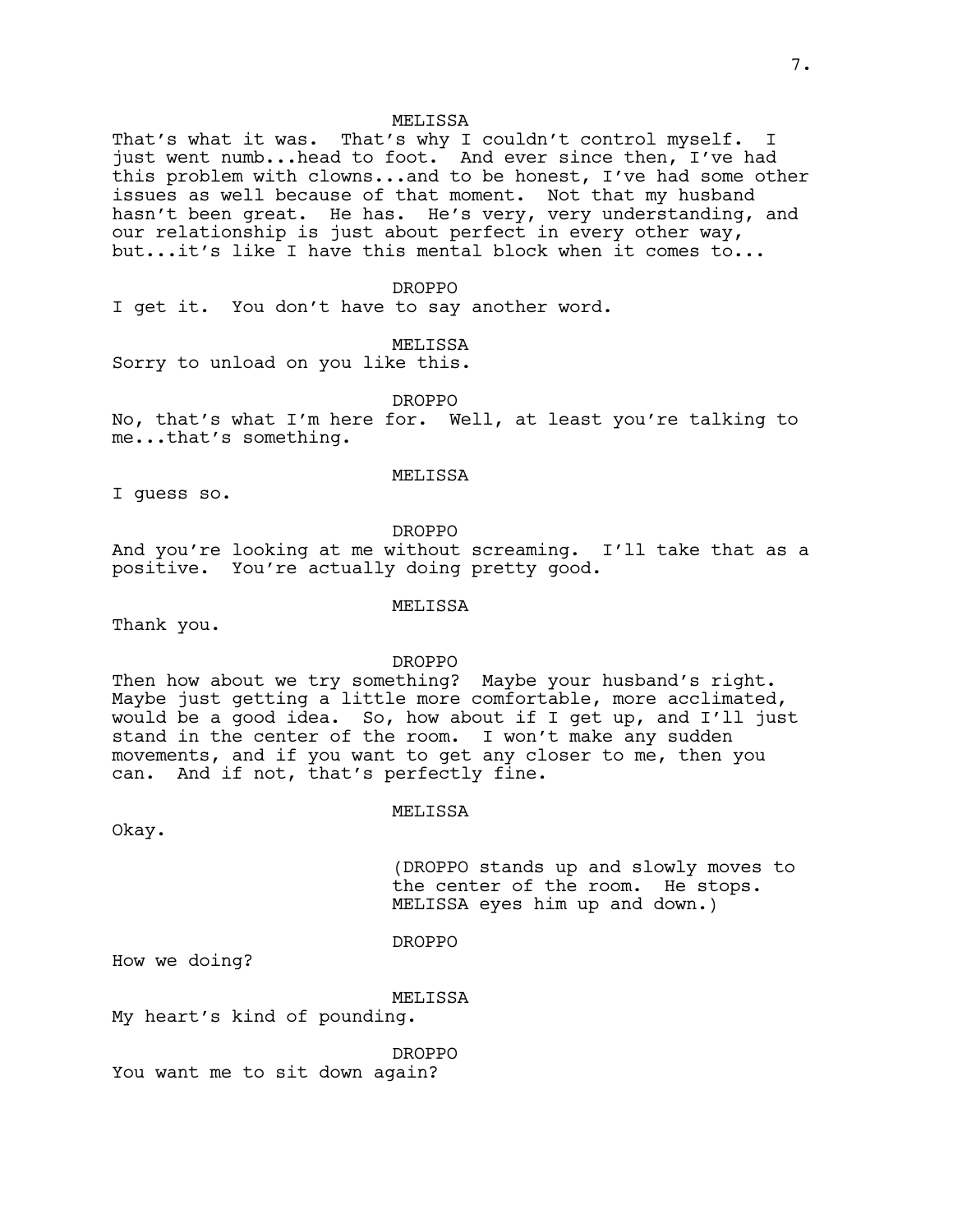MELISSA

That's what it was. That's why I couldn't control myself. I just went numb...head to foot. And ever since then, I've had this problem with clowns...and to be honest, I've had some other issues as well because of that moment. Not that my husband hasn't been great. He has. He's very, very understanding, and our relationship is just about perfect in every other way, but...it's like I have this mental block when it comes to...

DROPPO

I get it. You don't have to say another word.

MELISSA

Sorry to unload on you like this.

DROPPO

No, that's what I'm here for. Well, at least you're talking to me...that's something.

MELISSA

I guess so.

DROPPO

And you're looking at me without screaming. I'll take that as a positive. You're actually doing pretty good.

MELISSA

Thank you.

DROPPO

Then how about we try something? Maybe your husband's right. Maybe just getting a little more comfortable, more acclimated, would be a good idea. So, how about if I get up, and I'll just stand in the center of the room. I won't make any sudden movements, and if you want to get any closer to me, then you can. And if not, that's perfectly fine.

MELISSA

Okay.

(DROPPO stands up and slowly moves to the center of the room. He stops. MELISSA eyes him up and down.)

DROPPO

How we doing?

MELISSA

My heart's kind of pounding.

DROPPO

You want me to sit down again?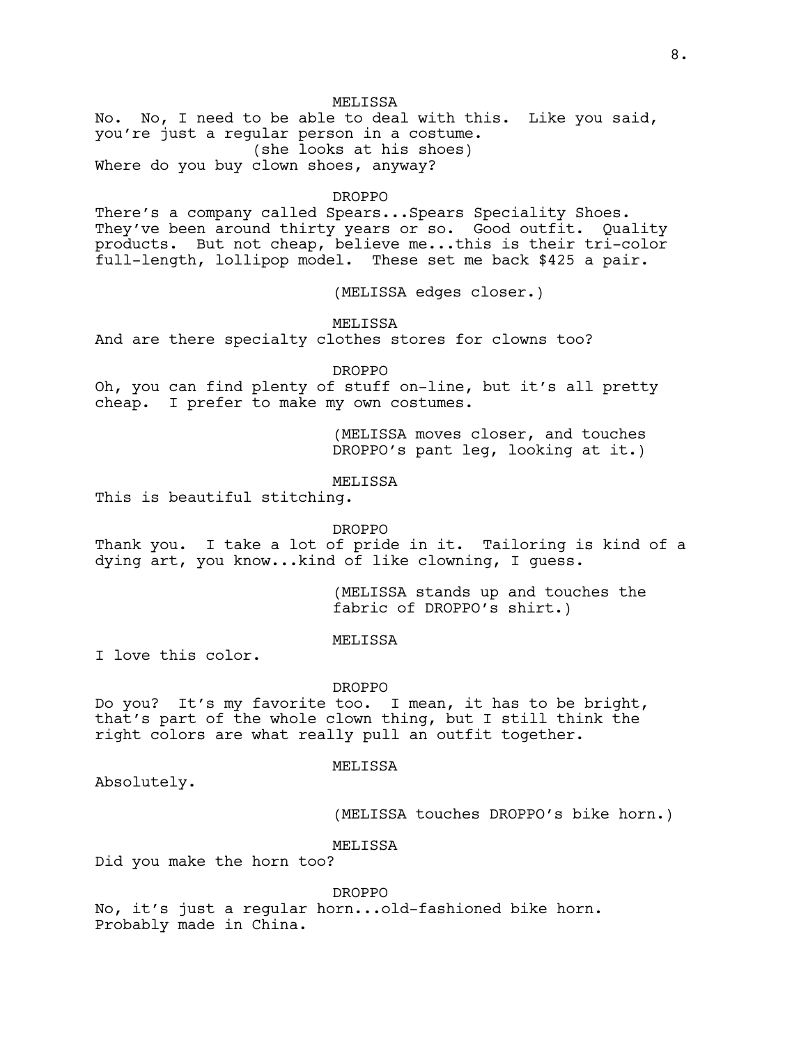MELISSA

No. No, I need to be able to deal with this. Like you said, you're just a regular person in a costume.

(she looks at his shoes)

Where do you buy clown shoes, anyway?

DROPPO

There's a company called Spears...Spears Speciality Shoes. They've been around thirty years or so. Good outfit. Quality products. But not cheap, believe me...this is their tri-color full-length, lollipop model. These set me back $425 a pair.

(MELISSA edges closer.)

MELISSA

And are there specialty clothes stores for clowns too?

DROPPO

Oh, you can find plenty of stuff on-line, but it's all pretty cheap. I prefer to make my own costumes.

(MELISSA moves closer, and touches DROPPO's pant leg, looking at it.)

MELISSA

This is beautiful stitching.

DROPPO

Thank you. I take a lot of pride in it. Tailoring is kind of a dying art, you know...kind of like clowning, I guess.

(MELISSA stands up and touches the fabric of DROPPO's shirt.)

MELISSA

I love this color.

DROPPO

Do you? It's my favorite too. I mean, it has to be bright, that's part of the whole clown thing, but I still think the right colors are what really pull an outfit together.

MELISSA

Absolutely.

(MELISSA touches DROPPO's bike horn.)

MELISSA

Did you make the horn too?

DROPPO

No, it's just a regular horn...old-fashioned bike horn. Probably made in China.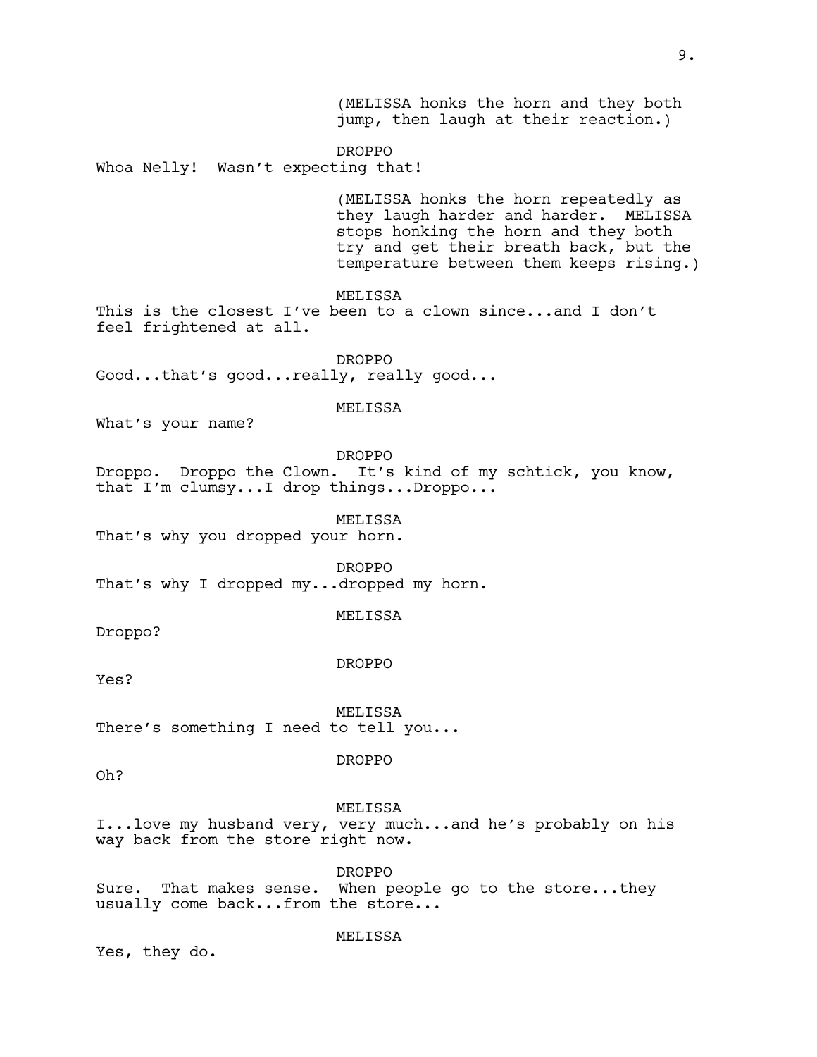(MELISSA honks the horn and they both jump, then laugh at their reaction.)

DROPPO

Whoa Nelly!  Wasn't expecting that!

(MELISSA honks the horn repeatedly as they laugh harder and harder.  MELISSA stops honking the horn and they both try and get their breath back, but the temperature between them keeps rising.)

MELISSA

This is the closest I've been to a clown since...and I don't feel frightened at all.

DROPPO

Good...that's good...really, really good...

MELISSA

What's your name?

DROPPO

Droppo.  Droppo the Clown.  It's kind of my schtick, you know, that I'm clumsy...I drop things...Droppo...

MELISSA

That's why you dropped your horn.

DROPPO

That's why I dropped my...dropped my horn.

MELISSA

Droppo?

DROPPO

Yes?

MELISSA

There's something I need to tell you...

DROPPO

Oh?

MELISSA

I...love my husband very, very much...and he's probably on his way back from the store right now.

DROPPO

Sure.  That makes sense.  When people go to the store...they usually come back...from the store...

MELISSA

Yes, they do.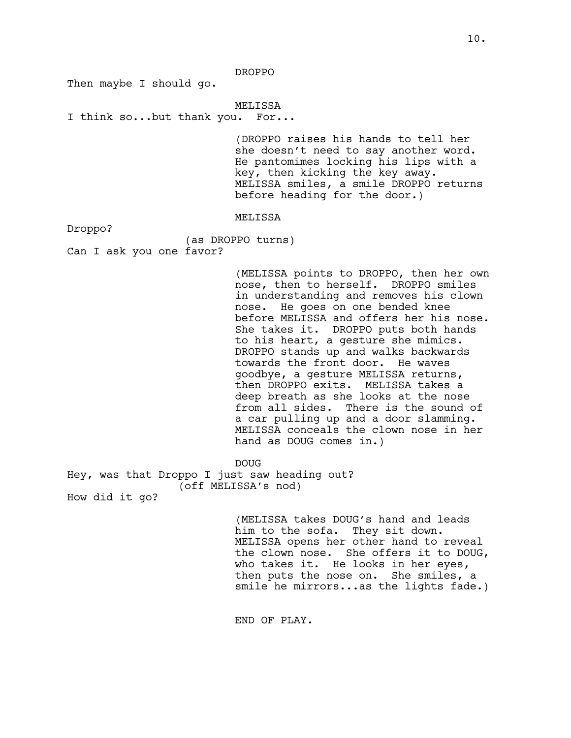DROPPO

Then maybe I should go.

MELISSA

I think so...but thank you. For...

(DROPPO raises his hands to tell her she doesn't need to say another word. He pantomimes locking his lips with a key, then kicking the key away. MELISSA smiles, a smile DROPPO returns before heading for the door.)

MELISSA

Droppo?

(as DROPPO turns)

Can I ask you one favor?

(MELISSA points to DROPPO, then her own nose, then to herself. DROPPO smiles in understanding and removes his clown nose. He goes on one bended knee before MELISSA and offers her his nose. She takes it. DROPPO puts both hands to his heart, a gesture she mimics. DROPPO stands up and walks backwards towards the front door. He waves goodbye, a gesture MELISSA returns, then DROPPO exits. MELISSA takes a deep breath as she looks at the nose from all sides. There is the sound of a car pulling up and a door slamming. MELISSA conceals the clown nose in her hand as DOUG comes in.)

DOUG

Hey, was that Droppo I just saw heading out?

(off MELISSA's nod)

How did it go?

(MELISSA takes DOUG's hand and leads him to the sofa. They sit down. MELISSA opens her other hand to reveal the clown nose. She offers it to DOUG, who takes it. He looks in her eyes, then puts the nose on. She smiles, a smile he mirrors...as the lights fade.)

END OF PLAY.